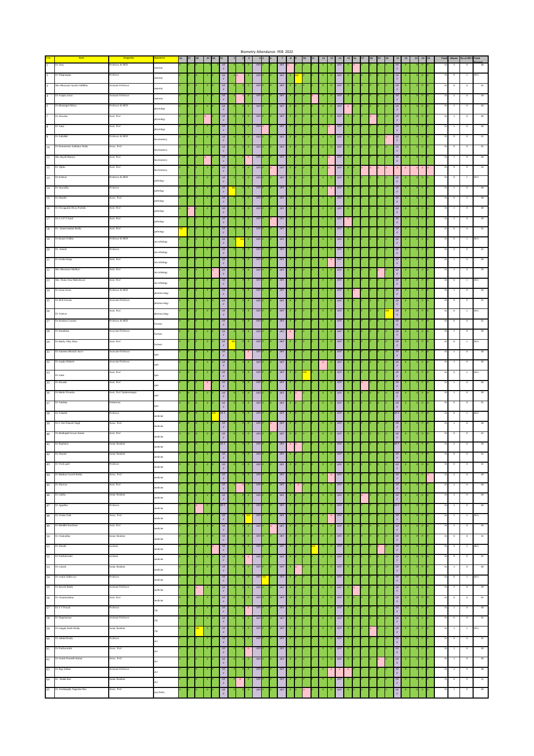# Biometry Attendance -FEB 2022

| S no | Name | Designation | department | Total | Absent | No of HD's | Total Present |
|---|---|---|---|---|---|---|---|
| 1 | Dr Siraj | Professor & HOD | anatomy | 31 | 3 | 0 | 28 |
| 2 | Dr Nagaganga | Professor | anatomy | 31 | 0 | 1 | 30.5 |
| 3 | Mrs. Khuram Ayesha Siddiqa | Assistant Professor | anatomy | 31 | 0 | 0 | 31 |
| 4 | Dr Srujana aruna | Assistant Professor | anatomy | 31 | 2 | 0 | 29 |
| 5 | Dr Hemangini Mitry | Professor & HOD | physiology | 31 | 1 | 0 | 30 |
| 7 | Dr Shwetha | Asst. Prof | physiology | 31 | 1 | 0 | 30 |
| 8 | Dr Sania | Asst. Prof | physiology | | 1 | 0 | 30 |
| 9 | Dr Sabiullah | Professor & HOD | biochemistry | 31 | 0 | 0 | 31 |
| 10 | Dr Kommineni Sudhakar Naidu | Assoc. Prof | biochemistry | 31 | 0 | 0 | 31 |
| 11 | Mrs Rayidi Manasa | Asst. Prof | biochemistry | 31 | 1 | 0 | 30 |
| 12 | Dr Vijetha | Asst. Prof | biochemistry | 31 | 9 | 0 | 22 |
| 13 | Dr Srinivas | Professor & HOD | pathology | 31 | 0 | 1 | 30.5 |
| 14 | Dr Anuradha | Professor | pathology | 31 | 1 | 0 | 30 |
| 15 | Dr Bharathi | Assoc. Prof | pathology | 31 | 0 | 2 | 30 |
| 16 | Dr Veeraganla Divya Prafulla | Asst. Prof | pathology | 31 | 1 | 0 | 30 |
| 17 | Dr.C.S.P.V.Sunil | Asst. Prof | pathology | 31 | 2 | 0 | 29 |
| 18 | Dr. Sameeranandan Reddy | Asst. Prof | pathology | 31 | 0 | 0 | 31 |
| 19 | Dr Kusum Sridhar | Professor & HOD | microbiology | 31 | 0 | 1 | 30.5 |
| 20 | Dr. Sukesh | Professor | microbiology | 31 | 0 | 0 | 31 |
| 21 | Dr Geetha Raju | Asst. Prof | microbiology | 31 | 1 | 0 | 30 |
| 22 | Mrs. Muramuri Madhuri | Asst. Prof | microbiology | 31 | 2 | 0 | 29 |
| 23 | Mrs. Thota Uma Maheshwari | Asst. Prof | microbiology | 31 | 0 | 1 | 30.5 |
| 24 | Dr Geeta Soren | Professor & HOD | pharmacology | 31 | 1 | 0 | 30 |
| 25 | Dr M.R.Sravani | Associate Professor | pharmacology | 31 | 0 | 0 | 31 |
| 26 | Dr Srinivas | Asst. Prof | pharmacology | 31 | 0 | 1 | 30.5 |
| 27 | Dr Kondaru Laxman | Professor & HOD | forensic | 31 | 0 | 0 | 31 |
| 28 | Dr Kamalakar | Associate Professor | forensic | 31 | 1 | 0 | 30 |
| 29 | Dr.Barthy Uday Kiran | Asst. Prof | forensic | 31 | 0 | 1 | 30.5 |
| 31 | Dr Sameena Mustafa Azeri | Associate Professor | spm | 31 | 1 | 0 | 30 |
| 32 | Dr Jagadu Mahesh | Associate Professor | spm | 31 | 1 | 0 | 30 |
| 33 | Dr Sania | Asst. Prof | spm | 31 | 0 | 1 | 30.5 |
| 35 | Dr Kiraiah | Asst. Prof | spm | 31 | 1 | 0 | 30 |
| 36 | Dr Baddie Priyanka | Asst. Prof/ Epidemologist | spm | 31 | 1 | 0 | 30 |
| 37 | Dr Sandeep | Statistician | spm | 31 | 0 | 0 | 31 |
| 38 | Dr Srikanth | Professor | medicine | 31 | 0 | 1 | 30.5 |
| 39 | Dr.C.Om Prakash Singh | Assoc. Prof | medicine | 31 | 1 | 0 | 30 |
| 40 | Dr.Buddapalli Sravan Kumar | Asst. Prof | medicine | 31 | 0 | 0 | 31 |
| 41 | Dr Rajshekar | Senior Resident | medicine | 31 | 2 | 0 | 29 |
| 42 | Dr Sharath | Senior Resident | medicine | 31 | 0 | 0 | 31 |
| 43 | Dr Vivek patil | Professor | medicine | 31 | 0 | 0 | 31 |
| 44 | Dr Budhkari Suresh Reddy | Assoc. Prof | medicine | 31 | 2 | 0 | 29 |
| 45 | Dr Shravan | Asst. Prof | medicine | 31 | 1 | 0 | 30 |
| 46 | Dr Likitha | Senior Resident | medicine | 31 | 1 | 0 | 30 |
| 47 | Dr Appalku | Professor | medicine | 31 | 1 | 0 | 30 |
| 48 | Dr Venkat Naik | Assoc. Prof | medicine | 31 | 1 | 1 | 29.5 |
| 49 | Dr Medidhi Keerthana | Asst. Prof | medicine | 31 | 1 | 0 | 30 |
| 50 | Dr Chakradhar | Senior Resident | medicine | 31 | 0 | 0 | 31 |
| 51 | Dr Shruthi | assistant | medicine | 31 | 2 | 1 | 28.5 |
| 52 | Dr Parthasaradhi | assistant | medicine | 31 | 0 | 0 | 31 |
| 53 | Dr Lokesh | Senior Resident | medicine | 31 | 1 | 0 | 30 |
| 54 | Dr venkat Subbarao | Professor | medicine | 31 | 0 | 1 | 30.5 |
| 55 | Dr Keerthi Reddy | Assistant Professor | medicine | 31 | 2 | 0 | 29 |
| 56 | Dr Chandrashekar | Asst. Prof | medicine | 31 | 0 | 0 | 31 |
| 57 | Dr S V Prasad | Professor | TB | 31 | 1 | 0 | 30 |
| 58 | Dr Nagamanasa | Assistant Professor | TB | 31 | 0 | 0 | 31 |
| 59 | Dr Lingala Sainth Reddy | Senior Resident | TB | 31 | 1 | 1 | 29.5 |
| 60 | Dr Jathind Reddy | Professor | dvl | 31 | 0 | 0 | 31 |
| 61 | Dr Parthasaradhi | Assoc. Prof | dvl | 31 | 1 | 0 | 30 |
| 62 | Dr Grandhi Praneeth Kumar | Assoc. Prof | dvl | 31 | 1 | 0 | 30 |
| 63 | Dr Raja Sekhar | Assistant Professor | dvl | 31 | 3 | 0 | 28 |
| 64 | Dr Shalini Kari | Senior Resident | dvl | 31 | 0 | 0 | 31 |
| 65 | Dr Yerubalapally Nagendar Rao | Assoc. Prof | psychiatry | 31 | 1 | 0 | 30 |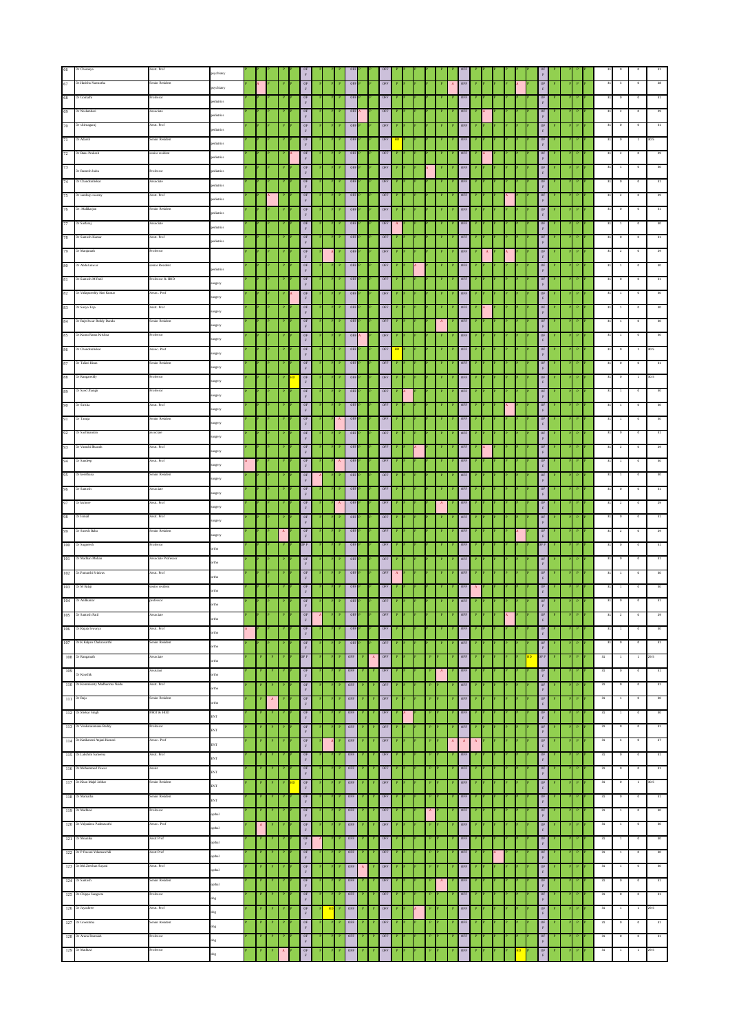| | | | | | | | |
|---|---|---|---|---|---|---|---|
| 66 | Dr Chaitanya | Asstt. Prof | psychiatry | 31 | 0 | 0 | 31 |
| 67 | Dr Harsha Narasimha | Senior Resident | psychiatry | 31 | 3 | 0 | 28 |
| 68 | Dr Gomathi | Professor | pediatrics | 31 | 0 | 0 | 31 |
| 69 | Dr Neelambari | Associate | pediatrics | 31 | 2 | 0 | 29 |
| 70 | Dr shivanagaraj | Asstt. Prof | pediatrics | 31 | 0 | 0 | 31 |
| 71 | Dr Adarsh | Senior Resident | pediatrics | 31 | 0 | 1 | 30.5 |
| 72 | Dr Banu Prakash | senior resident | pediatrics | 31 | 2 | 0 | 29 |
| 73 | Dr Ramesh babu | Professor | pediatrics | 31 | 1 | 0 | 30 |
| 74 | Dr Chandrashekar | Associate | pediatrics | 31 | 0 | 0 | 31 |
| 75 | Dr sandeep swamy | Asstt. Prof | pediatrics | 31 | 2 | 0 | 29 |
| 76 | Dr. Mallikarjun | Senior Resident | pediatrics | 31 | 0 | 0 | 31 |
| 77 | Dr Surfaraj | Associate | pediatrics | 31 | 1 | 0 | 30 |
| 78 | Dr Santosh Kumar | Asstt. Prof | pediatrics | 31 | 0 | 0 | 31 |
| 79 | Dr Manjunath | Professor | | 31 | 2 | 0 | 29 |
| 80 | Dr Abdul anwar | senior Resident | pediatrics | 31 | 1 | 0 | 30 |
| 81 | Dr Santosh M Patil | Professor & HOD | surgery | 31 | 0 | 0 | 31 |
| 82 | Dr Vallapureddy Jitin Kumar | Assoc. Prof | surgery | 31 | 1 | 0 | 30 |
| 83 | Dr Surya Teja | Asstt. Prof | surgery | 31 | 1 | 0 | 30 |
| 84 | Dr Rajeshwar Reddy Dandu | Senior Resident | surgery | 31 | 1 | 0 | 30 |
| 85 | Dr Ravala Rama Krishna | Professor | surgery | 31 | 1 | 0 | 30 |
| 86 | Dr Chandrashekar | Assoc. Prof | surgery | 31 | 0 | 1 | 30.5 |
| 87 | Dr Tallari Kiran | Senior Resident | surgery | 31 | 0 | 0 | 31 |
| 88 | Dr Rangareddy | Professor | surgery | 31 | 0 | 1 | 30.5 |
| 89 | Dr Syed Jhangir | Professor | surgery | 31 | 1 | 0 | 30 |
| 90 | Dr Simha | Asstt. Prof | surgery | 31 | 1 | 0 | 30 |
| 91 | Dr Tanuja | Senior Resident | surgery | 31 | 1 | 0 | 30 |
| 92 | Dr Sachinandan | associate | surgery | 31 | 0 | 0 | 31 |
| 93 | Dr Varsha Bharath | Asstt. Prof | surgery | 31 | 2 | 0 | 29 |
| 94 | Dr Sandeep | Asstt. Prof | surgery | 31 | 1 | 0 | 30 |
| 95 | Dr keerthana | Senior Resident | surgery | 31 | 1 | 0 | 30 |
| 96 | Dr Santosh | Associate | surgery | 31 | 0 | 0 | 31 |
| 97 | Dr kishore | Asstt. Prof | surgery | 31 | 2 | 0 | 29 |
| 98 | Dr Irshad | Asstt. Prof | surgery | 31 | 0 | 0 | 31 |
| 99 | Dr Suresh Babu | Senior Resident | surgery | 31 | 2 | 0 | 29 |
| 100 | Dr Sugreesh | Professor | ortho | 31 | 0 | 0 | 31 |
| 101 | Dr Madhav Mohan | Associate Professor | ortho | 31 | 0 | 0 | 31 |
| 102 | Dr Pamarthi Srinivas | Asstt. Prof | ortho | 31 | 1 | 0 | 30 |
| 103 | Dr M Balaji | senior resident | ortho | 31 | 1 | 0 | 30 |
| 104 | Dr Anilkumar | professor | ortho | 31 | 0 | 0 | 31 |
| 105 | Dr Santosh Patil | Associate | ortho | 31 | 2 | 0 | 29 |
| 106 | Dr Rajala Iswarya | Asstt. Prof | ortho | 31 | 1 | 0 | 30 |
| 107 | Dr K Kalyan Chakravarthi | Senior Resident | ortho | 31 | 0 | 0 | 31 |
| 108 | Dr Ranganath | Associate | ortho | 31 | 1 | 1 | 29.5 |
| 109 | Dr Koushik | Associate | ortho | 31 | 0 | 0 | 31 |
| 110 | Dr Kommineni Madhurima Naidu | Asstt. Prof | ortho | 31 | 0 | 0 | 31 |
| 111 | Dr Raju | Senior Resident | ortho | 31 | 1 | 0 | 30 |
| 112 | Dr Mohan Singh | PROF & HOD | ENT | 31 | 1 | 0 | 30 |
| 113 | Dr Venkataramana Reddy | Professor | ENT | 31 | 0 | 0 | 31 |
| 114 | Dr Kathareni Anjani Kumari | Assoc. Prof | ENT | 31 | 4 | 0 | 27 |
| 115 | Dr Lakshmi Sameena | Asstt. Prof | ENT | 31 | 0 | 0 | 31 |
| 116 | Dr Mohammed Yawar | Asstt. | ENT | 31 | 0 | 0 | 31 |
| 117 | Dr Khan Majid Jabbar | Senior Resident | ENT | 31 | 0 | 1 | 30.5 |
| 118 | Dr Mamatha | Senior Resident | ENT | 31 | 0 | 0 | 31 |
| 119 | Dr Madhavi | Professor | opthal | 31 | 1 | 0 | 30 |
| 120 | Dr Vutpalaka Padmavathi | Assoc. Prof | opthal | 31 | 1 | 0 | 30 |
| 121 | Dr Mounika | Asstt Prof | opthal | 31 | 1 | 0 | 30 |
| 122 | Dr P Pavani Velanarasulu | Asstt Prof | opthal | 31 | 1 | 0 | 30 |
| 123 | Dr Md Zeeshan Sayeed | Asstt. Prof | opthal | 31 | 1 | 0 | 30 |
| 124 | Dr Santosh | Senior Resident | opthal | 31 | 0 | 0 | 31 |
| 125 | Dr Chippa Sangeeta | Professor | obg | 31 | 0 | 0 | 31 |
| 126 | Dr Jayashree | Asstt. Prof | obg | 31 | 1 | 1 | 29.5 |
| 127 | Dr Greeshma | Senior Resident | obg | 31 | 0 | 0 | 31 |
| 128 | Dr Aruna Ramaiah | Professor | obg | 31 | 0 | 0 | 31 |
| 129 | Dr Madhavi | Professor | obg | 31 | 1 | 1 | 29.5 |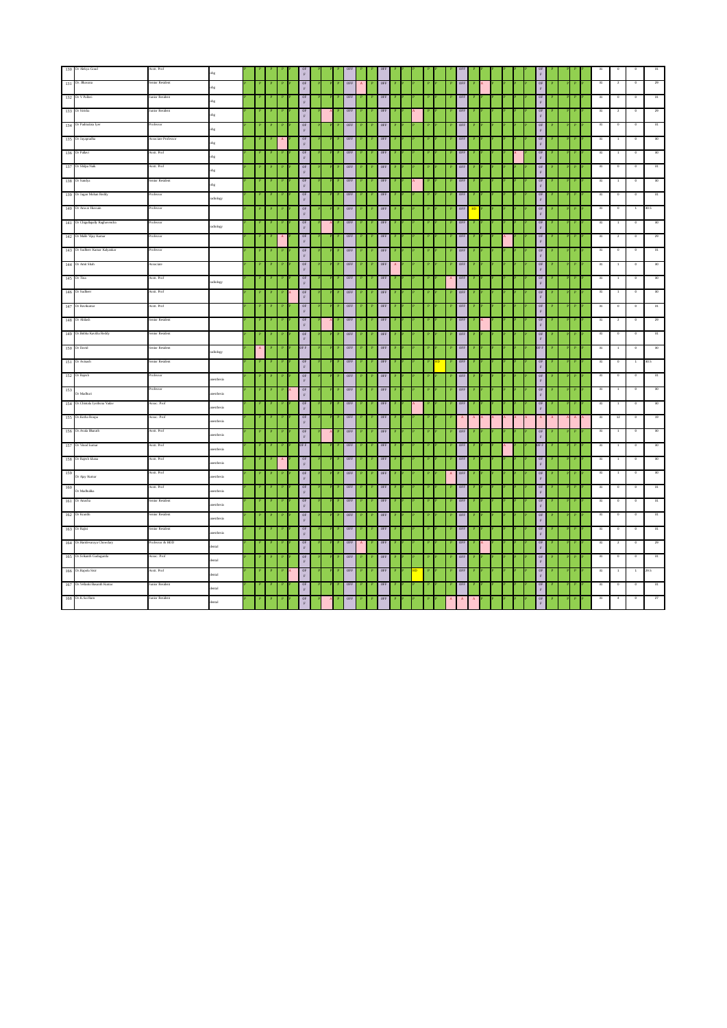| | | | | | | | |
|---|---|---|---|---|---|---|---|
| 130 | Dr Akhya Goud | Asst. Prof | obg | 31 | 0 | 0 | 31 |
| 131 | Dr. Bhavana | Senior Resident | obg | 31 | 2 | 0 | 29 |
| 132 | Dr V Pallavi | Junior Resident | obg | 31 | 0 | 0 | 31 |
| 133 | Dr Sirisha | Junior Resident | obg | 31 | 2 | 0 | 29 |
| 134 | Dr Padmaluta Iyer | Professor | obg | 31 | 0 | 0 | 31 |
| 135 | Dr Jayapradha | Associate Professor | obg | 31 | 1 | 0 | 30 |
| 136 | Dr Pallavi | Asst. Prof | obg | 31 | 1 | 0 | 30 |
| 137 | Dr Shilpa Naik | Asst. Prof | obg | 31 | 0 | 0 | 31 |
| 138 | Dr Sandya | Senior Resident | obg | 31 | 1 | 0 | 30 |
| 139 | Dr Jagan Mohan Reddy | Professor | radiology | 31 | 0 | 0 | 31 |
| 140 | Dr Anwar Hussain | Professor | | 31 | 0 | 1 | 30.5 |
| 141 | Dr Chigullapally Raghavendra | Professor | radiology | 31 | 1 | 0 | 30 |
| 142 | Dr Malle Vijay Kumar | Professor | | 31 | 2 | 0 | 29 |
| 143 | Dr Sudheer Kumar Kalyankar | Professor | | 31 | 0 | 0 | 31 |
| 144 | Dr Amit Shah | Associate | | 31 | 1 | 0 | 30 |
| 145 | Dr Tina | Asst. Prof | radiology | 31 | 1 | 0 | 30 |
| 146 | Dr Sudheer | Asst. Prof | | 31 | 1 | 0 | 30 |
| 147 | Dr Ravikumar | Asst. Prof | | 31 | 0 | 0 | 31 |
| 148 | Dr Alokesh | Senior Resident | | 31 | 2 | 0 | 29 |
| 149 | Dr Balsha Kavitha Reddy | Senior Resident | | 31 | 0 | 0 | 31 |
| 150 | Dr David | Senior Resident | radiology | 31 | 1 | 0 | 30 |
| 151 | Dr Avinash | Senior Resident | | 31 | 0 | 1 | 30.5 |
| 152 | Dr Rajesh | Professor | anesthesia | 31 | 0 | 0 | 31 |
| 153 | Dr Madhuri | Professor | anesthesia | 31 | 1 | 0 | 30 |
| 154 | Dr Chintala Jyothsna Yadav | Assoc. Prof | anesthesia | 31 | 1 | 0 | 30 |
| 155 | Dr Kotha Roopa | Assoc. Prof | anesthesia | 31 | 12 | 0 | 19 |
| 156 | Dr Avala Bharath | Asst. Prof | anesthesia | 31 | 1 | 0 | 30 |
| 157 | Dr Vinod kumar | Asst. Prof | anesthesia | 31 | 1 | 0 | 30 |
| 158 | Dr Rajesh khana | Asst. Prof | anesthesia | 31 | 1 | 0 | 30 |
| 159 | Dr Ajay Kumar | Asst. Prof | anesthesia | 31 | 1 | 0 | 30 |
| 160 | Dr Madhulika | Asst. Prof | anesthesia | 31 | 0 | 0 | 31 |
| 161 | Dr Anusha | Senior Resident | anesthesia | 31 | 0 | 0 | 31 |
| 162 | Dr Keerthi | Senior Resident | anesthesia | 31 | 0 | 0 | 31 |
| 163 | Dr Rajini | Senior Resident | anesthesia | 31 | 0 | 0 | 31 |
| 164 | Dr Harshavardhan Chowdary | Professor & HOD | dental | 31 | 2 | 0 | 29 |
| 165 | Dr Srikanth Gudugunda | Assoc. Prof | dental | 31 | 0 | 0 | 31 |
| 166 | Dr Rupalu Sinir | Asst. Prof | dental | 31 | 1 | 1 | 29.5 |
| 167 | Dr Vellanki Basanth Kumar | Junior Resident | dental | 31 | 0 | 0 | 31 |
| 168 | Dr K Sai Ram | Junior Resident | dental | 31 | 4 | 0 | 27 |